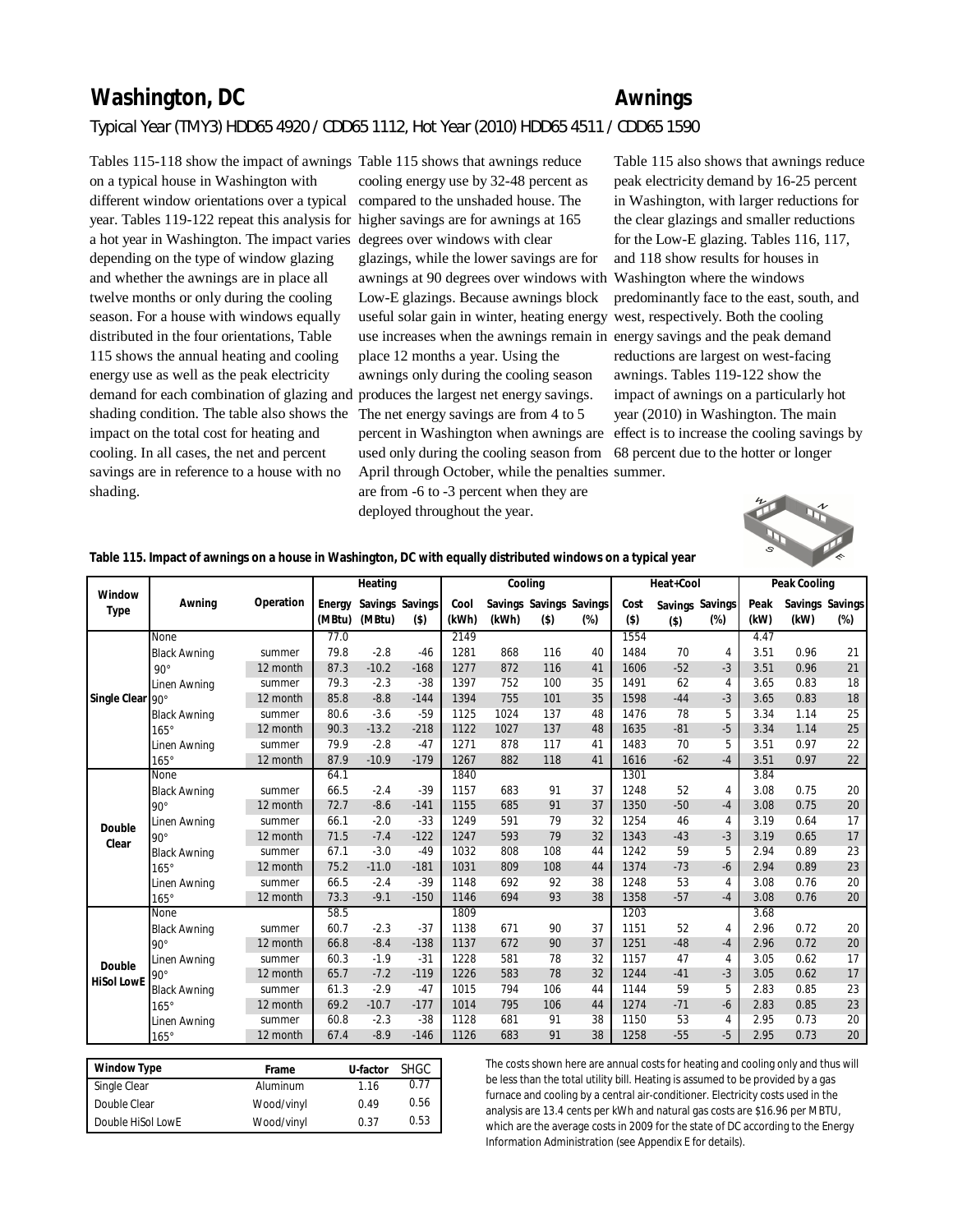# Washington, DC

# Awnings

*Typical Year (TMY3) HDD65 4920 / CDD65 1112, Hot Year (2010) HDD65 4511 / CDD65 1590*

Tables 115-118 show the impact of awnings on a typical house in Washington with different window orientations over a typical year. Tables 119-122 repeat this analysis for a hot year in Washington. The impact varies depending on the type of window glazing and whether the awnings are in place all twelve months or only during the cooling season. For a house with windows equally distributed in the four orientations, Table 115 shows the annual heating and cooling energy use as well as the peak electricity demand for each combination of glazing and shading condition. The table also shows the impact on the total cost for heating and cooling. In all cases, the net and percent savings are in reference to a house with no shading.

Table 115 shows that awnings reduce cooling energy use by 32-48 percent as compared to the unshaded house. The higher savings are for awnings at 165 degrees over windows with clear glazings, while the lower savings are for awnings at 90 degrees over windows with Low-E glazings. Because awnings block useful solar gain in winter, heating energy use increases when the awnings remain in place 12 months a year. Using the awnings only during the cooling season produces the largest net energy savings. The net energy savings are from 4 to 5 percent in Washington when awnings are used only during the cooling season from April through October, while the penalties are from -6 to -3 percent when they are deployed throughout the year.

Table 115 also shows that awnings reduce peak electricity demand by 16-25 percent in Washington, with larger reductions for the clear glazings and smaller reductions for the Low-E glazing. Tables 116, 117, and 118 show results for houses in Washington where the windows predominantly face to the east, south, and west, respectively. Both the cooling energy savings and the peak demand reductions are largest on west-facing awnings. Tables 119-122 show the impact of awnings on a particularly hot year (2010) in Washington. The main effect is to increase the cooling savings by 68 percent due to the hotter or longer summer.

**Table 115. Impact of awnings on a house in Washington, DC with equally distributed windows on a typical year**

| Window Type | Awning | Operation | Heating | | | Cooling | | | | Heat+Cool | | | Peak Cooling | | |
|---|---|---|---|---|---|---|---|---|---|---|---|---|---|---|---|
| | | | Energy (MBtu) | Savings (MBtu) | Savings ($) | Cool (kWh) | Savings (kWh) | Savings ($) | Savings (%) | Cost ($) | Savings ($) | Savings (%) | Peak (kW) | Savings (kW) | Savings (%) |
| Single Clear | None | | 77.0 | | | 2149 | | | | 1554 | | | 4.47 | | |
| | Black Awning 90° | summer | 79.8 | -2.8 | -46 | 1281 | 868 | 116 | 40 | 1484 | 70 | 4 | 3.51 | 0.96 | 21 |
| | | 12 month | 87.3 | -10.2 | -168 | 1277 | 872 | 116 | 41 | 1606 | -52 | -3 | 3.51 | 0.96 | 21 |
| | Linen Awning 90° | summer | 79.3 | -2.3 | -38 | 1397 | 752 | 100 | 35 | 1491 | 62 | 4 | 3.65 | 0.83 | 18 |
| | | 12 month | 85.8 | -8.8 | -144 | 1394 | 755 | 101 | 35 | 1598 | -44 | -3 | 3.65 | 0.83 | 18 |
| | Black Awning 165° | summer | 80.6 | -3.6 | -59 | 1125 | 1024 | 137 | 48 | 1476 | 78 | 5 | 3.34 | 1.14 | 25 |
| | | 12 month | 90.3 | -13.2 | -218 | 1122 | 1027 | 137 | 48 | 1635 | -81 | -5 | 3.34 | 1.14 | 25 |
| | Linen Awning 165° | summer | 79.9 | -2.8 | -47 | 1271 | 878 | 117 | 41 | 1483 | 70 | 5 | 3.51 | 0.97 | 22 |
| | | 12 month | 87.9 | -10.9 | -179 | 1267 | 882 | 118 | 41 | 1616 | -62 | -4 | 3.51 | 0.97 | 22 |
| Double Clear | None | | 64.1 | | | 1840 | | | | 1301 | | | 3.84 | | |
| | Black Awning 90° | summer | 66.5 | -2.4 | -39 | 1157 | 683 | 91 | 37 | 1248 | 52 | 4 | 3.08 | 0.75 | 20 |
| | | 12 month | 72.7 | -8.6 | -141 | 1155 | 685 | 91 | 37 | 1350 | -50 | -4 | 3.08 | 0.75 | 20 |
| | Linen Awning 90° | summer | 66.1 | -2.0 | -33 | 1249 | 591 | 79 | 32 | 1254 | 46 | 4 | 3.19 | 0.64 | 17 |
| | | 12 month | 71.5 | -7.4 | -122 | 1247 | 593 | 79 | 32 | 1343 | -43 | -3 | 3.19 | 0.65 | 17 |
| | Black Awning 165° | summer | 67.1 | -3.0 | -49 | 1032 | 808 | 108 | 44 | 1242 | 59 | 5 | 2.94 | 0.89 | 23 |
| | | 12 month | 75.2 | -11.0 | -181 | 1031 | 809 | 108 | 44 | 1374 | -73 | -6 | 2.94 | 0.89 | 23 |
| | Linen Awning 165° | summer | 66.5 | -2.4 | -39 | 1148 | 692 | 92 | 38 | 1248 | 53 | 4 | 3.08 | 0.76 | 20 |
| | | 12 month | 73.3 | -9.1 | -150 | 1146 | 694 | 93 | 38 | 1358 | -57 | -4 | 3.08 | 0.76 | 20 |
| Double HiSol LowE | None | | 58.5 | | | 1809 | | | | 1203 | | | 3.68 | | |
| | Black Awning 90° | summer | 60.7 | -2.3 | -37 | 1138 | 671 | 90 | 37 | 1151 | 52 | 4 | 2.96 | 0.72 | 20 |
| | | 12 month | 66.8 | -8.4 | -138 | 1137 | 672 | 90 | 37 | 1251 | -48 | -4 | 2.96 | 0.72 | 20 |
| | Linen Awning 90° | summer | 60.3 | -1.9 | -31 | 1228 | 581 | 78 | 32 | 1157 | 47 | 4 | 3.05 | 0.62 | 17 |
| | | 12 month | 65.7 | -7.2 | -119 | 1226 | 583 | 78 | 32 | 1244 | -41 | -3 | 3.05 | 0.62 | 17 |
| | Black Awning 165° | summer | 61.3 | -2.9 | -47 | 1015 | 794 | 106 | 44 | 1144 | 59 | 5 | 2.83 | 0.85 | 23 |
| | | 12 month | 69.2 | -10.7 | -177 | 1014 | 795 | 106 | 44 | 1274 | -71 | -6 | 2.83 | 0.85 | 23 |
| | Linen Awning 165° | summer | 60.8 | -2.3 | -38 | 1128 | 681 | 91 | 38 | 1150 | 53 | 4 | 2.95 | 0.73 | 20 |
| | | 12 month | 67.4 | -8.9 | -146 | 1126 | 683 | 91 | 38 | 1258 | -55 | -5 | 2.95 | 0.73 | 20 |

| Window Type | Frame | U-factor | SHGC |
|---|---|---|---|
| Single Clear | Aluminum | 1.16 | 0.77 |
| Double Clear | Wood/vinyl | 0.49 | 0.56 |
| Double HiSol LowE | Wood/vinyl | 0.37 | 0.53 |

The costs shown here are annual costs for heating and cooling only and thus will be less than the total utility bill. Heating is assumed to be provided by a gas furnace and cooling by a central air-conditioner. Electricity costs used in the analysis are 13.4 cents per kWh and natural gas costs are $16.96 per MBTU, which are the average costs in 2009 for the state of DC according to the Energy Information Administration (see Appendix E for details).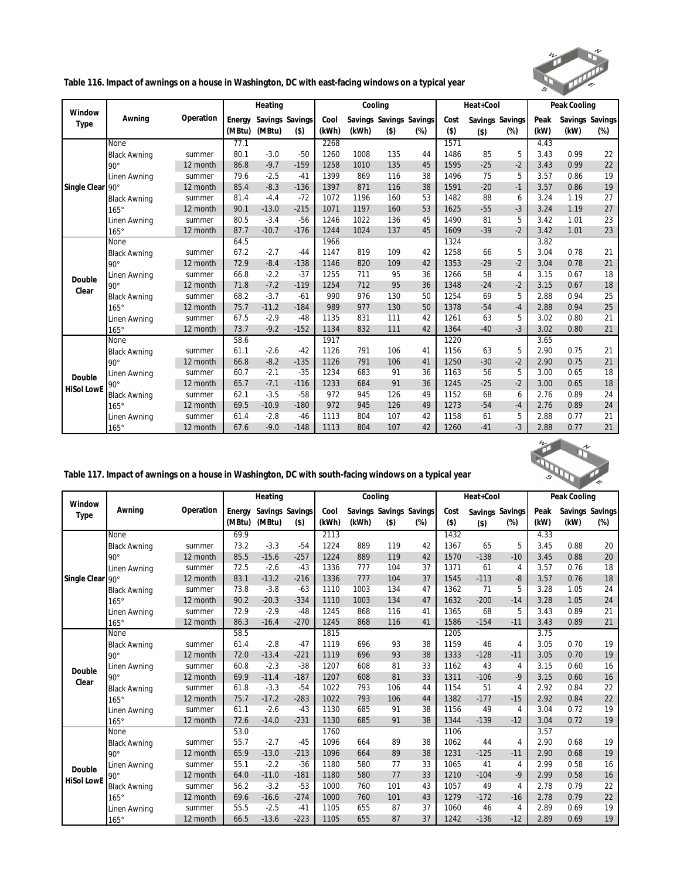**Table 116. Impact of awnings on a house in Washington, DC with east-facing windows on a typical year**

| Window Type | Awning | Operation | Heating | | | Cooling | | | | Heat+Cool | | | Peak Cooling | | |
|---|---|---|---|---|---|---|---|---|---|---|---|---|---|---|---|
| | | | Energy (MBtu) | Savings (MBtu) | Savings ($) | Cool (kWh) | Savings (kWh) | Savings ($) | Savings (%) | Cost ($) | Savings ($) | Savings (%) | Peak (kW) | Savings (kW) | Savings (%) |
| Single Clear | None | | 77.1 | | | 2268 | | | | 1571 | | | 4.43 | | |
| | Black Awning 90° | summer | 80.1 | -3.0 | -50 | 1260 | 1008 | 135 | 44 | 1486 | 85 | 5 | 3.43 | 0.99 | 22 |
| | | 12 month | 86.8 | -9.7 | -159 | 1258 | 1010 | 135 | 45 | 1595 | -25 | -2 | 3.43 | 0.99 | 22 |
| | Linen Awning 90° | summer | 79.6 | -2.5 | -41 | 1399 | 869 | 116 | 38 | 1496 | 75 | 5 | 3.57 | 0.86 | 19 |
| | | 12 month | 85.4 | -8.3 | -136 | 1397 | 871 | 116 | 38 | 1591 | -20 | -1 | 3.57 | 0.86 | 19 |
| | Black Awning 165° | summer | 81.4 | -4.4 | -72 | 1072 | 1196 | 160 | 53 | 1482 | 88 | 6 | 3.24 | 1.19 | 27 |
| | | 12 month | 90.1 | -13.0 | -215 | 1071 | 1197 | 160 | 53 | 1625 | -55 | -3 | 3.24 | 1.19 | 27 |
| | Linen Awning 165° | summer | 80.5 | -3.4 | -56 | 1246 | 1022 | 136 | 45 | 1490 | 81 | 5 | 3.42 | 1.01 | 23 |
| | | 12 month | 87.7 | -10.7 | -176 | 1244 | 1024 | 137 | 45 | 1609 | -39 | -2 | 3.42 | 1.01 | 23 |
| Double Clear | None | | 64.5 | | | 1966 | | | | 1324 | | | 3.82 | | |
| | Black Awning 90° | summer | 67.2 | -2.7 | -44 | 1147 | 819 | 109 | 42 | 1258 | 66 | 5 | 3.04 | 0.78 | 21 |
| | | 12 month | 72.9 | -8.4 | -138 | 1146 | 820 | 109 | 42 | 1353 | -29 | -2 | 3.04 | 0.78 | 21 |
| | Linen Awning 90° | summer | 66.8 | -2.2 | -37 | 1255 | 711 | 95 | 36 | 1266 | 58 | 4 | 3.15 | 0.67 | 18 |
| | | 12 month | 71.8 | -7.2 | -119 | 1254 | 712 | 95 | 36 | 1348 | -24 | -2 | 3.15 | 0.67 | 18 |
| | Black Awning 165° | summer | 68.2 | -3.7 | -61 | 990 | 976 | 130 | 50 | 1254 | 69 | 5 | 2.88 | 0.94 | 25 |
| | | 12 month | 75.7 | -11.2 | -184 | 989 | 977 | 130 | 50 | 1378 | -54 | -4 | 2.88 | 0.94 | 25 |
| | Linen Awning 165° | summer | 67.5 | -2.9 | -48 | 1135 | 831 | 111 | 42 | 1261 | 63 | 5 | 3.02 | 0.80 | 21 |
| | | 12 month | 73.7 | -9.2 | -152 | 1134 | 832 | 111 | 42 | 1364 | -40 | -3 | 3.02 | 0.80 | 21 |
| Double HiSol LowE | None | | 58.6 | | | 1917 | | | | 1220 | | | 3.65 | | |
| | Black Awning 90° | summer | 61.1 | -2.6 | -42 | 1126 | 791 | 106 | 41 | 1156 | 63 | 5 | 2.90 | 0.75 | 21 |
| | | 12 month | 66.8 | -8.2 | -135 | 1126 | 791 | 106 | 41 | 1250 | -30 | -2 | 2.90 | 0.75 | 21 |
| | Linen Awning 90° | summer | 60.7 | -2.1 | -35 | 1234 | 683 | 91 | 36 | 1163 | 56 | 5 | 3.00 | 0.65 | 18 |
| | | 12 month | 65.7 | -7.1 | -116 | 1233 | 684 | 91 | 36 | 1245 | -25 | -2 | 3.00 | 0.65 | 18 |
| | Black Awning 165° | summer | 62.1 | -3.5 | -58 | 972 | 945 | 126 | 49 | 1152 | 68 | 6 | 2.76 | 0.89 | 24 |
| | | 12 month | 69.5 | -10.9 | -180 | 972 | 945 | 126 | 49 | 1273 | -54 | -4 | 2.76 | 0.89 | 24 |
| | Linen Awning 165° | summer | 61.4 | -2.8 | -46 | 1113 | 804 | 107 | 42 | 1158 | 61 | 5 | 2.88 | 0.77 | 21 |
| | | 12 month | 67.6 | -9.0 | -148 | 1113 | 804 | 107 | 42 | 1260 | -41 | -3 | 2.88 | 0.77 | 21 |

**Table 117. Impact of awnings on a house in Washington, DC with south-facing windows on a typical year**

| Window Type | Awning | Operation | Heating | | | Cooling | | | | Heat+Cool | | | Peak Cooling | | |
|---|---|---|---|---|---|---|---|---|---|---|---|---|---|---|---|
| | | | Energy (MBtu) | Savings (MBtu) | Savings ($) | Cool (kWh) | Savings (kWh) | Savings ($) | Savings (%) | Cost ($) | Savings ($) | Savings (%) | Peak (kW) | Savings (kW) | Savings (%) |
| Single Clear | None | | 69.9 | | | 2113 | | | | 1432 | | | 4.33 | | |
| | Black Awning 90° | summer | 73.2 | -3.3 | -54 | 1224 | 889 | 119 | 42 | 1367 | 65 | 5 | 3.45 | 0.88 | 20 |
| | | 12 month | 85.5 | -15.6 | -257 | 1224 | 889 | 119 | 42 | 1570 | -138 | -10 | 3.45 | 0.88 | 20 |
| | Linen Awning 90° | summer | 72.5 | -2.6 | -43 | 1336 | 777 | 104 | 37 | 1371 | 61 | 4 | 3.57 | 0.76 | 18 |
| | | 12 month | 83.1 | -13.2 | -216 | 1336 | 777 | 104 | 37 | 1545 | -113 | -8 | 3.57 | 0.76 | 18 |
| | Black Awning 165° | summer | 73.8 | -3.8 | -63 | 1110 | 1003 | 134 | 47 | 1362 | 71 | 5 | 3.28 | 1.05 | 24 |
| | | 12 month | 90.2 | -20.3 | -334 | 1110 | 1003 | 134 | 47 | 1632 | -200 | -14 | 3.28 | 1.05 | 24 |
| | Linen Awning 165° | summer | 72.9 | -2.9 | -48 | 1245 | 868 | 116 | 41 | 1365 | 68 | 5 | 3.43 | 0.89 | 21 |
| | | 12 month | 86.3 | -16.4 | -270 | 1245 | 868 | 116 | 41 | 1586 | -154 | -11 | 3.43 | 0.89 | 21 |
| Double Clear | None | | 58.5 | | | 1815 | | | | 1205 | | | 3.75 | | |
| | Black Awning 90° | summer | 61.4 | -2.8 | -47 | 1119 | 696 | 93 | 38 | 1159 | 46 | 4 | 3.05 | 0.70 | 19 |
| | | 12 month | 72.0 | -13.4 | -221 | 1119 | 696 | 93 | 38 | 1333 | -128 | -11 | 3.05 | 0.70 | 19 |
| | Linen Awning 90° | summer | 60.8 | -2.3 | -38 | 1207 | 608 | 81 | 33 | 1162 | 43 | 4 | 3.15 | 0.60 | 16 |
| | | 12 month | 69.9 | -11.4 | -187 | 1207 | 608 | 81 | 33 | 1311 | -106 | -9 | 3.15 | 0.60 | 16 |
| | Black Awning 165° | summer | 61.8 | -3.3 | -54 | 1022 | 793 | 106 | 44 | 1154 | 51 | 4 | 2.92 | 0.84 | 22 |
| | | 12 month | 75.7 | -17.2 | -283 | 1022 | 793 | 106 | 44 | 1382 | -177 | -15 | 2.92 | 0.84 | 22 |
| | Linen Awning 165° | summer | 61.1 | -2.6 | -43 | 1130 | 685 | 91 | 38 | 1156 | 49 | 4 | 3.04 | 0.72 | 19 |
| | | 12 month | 72.6 | -14.0 | -231 | 1130 | 685 | 91 | 38 | 1344 | -139 | -12 | 3.04 | 0.72 | 19 |
| Double HiSol LowE | None | | 53.0 | | | 1760 | | | | 1106 | | | 3.57 | | |
| | Black Awning 90° | summer | 55.7 | -2.7 | -45 | 1096 | 664 | 89 | 38 | 1062 | 44 | 4 | 2.90 | 0.68 | 19 |
| | | 12 month | 65.9 | -13.0 | -213 | 1096 | 664 | 89 | 38 | 1231 | -125 | -11 | 2.90 | 0.68 | 19 |
| | Linen Awning 90° | summer | 55.1 | -2.2 | -36 | 1180 | 580 | 77 | 33 | 1065 | 41 | 4 | 2.99 | 0.58 | 16 |
| | | 12 month | 64.0 | -11.0 | -181 | 1180 | 580 | 77 | 33 | 1210 | -104 | -9 | 2.99 | 0.58 | 16 |
| | Black Awning 165° | summer | 56.2 | -3.2 | -53 | 1000 | 760 | 101 | 43 | 1057 | 49 | 4 | 2.78 | 0.79 | 22 |
| | | 12 month | 69.6 | -16.6 | -274 | 1000 | 760 | 101 | 43 | 1279 | -172 | -16 | 2.78 | 0.79 | 22 |
| | Linen Awning 165° | summer | 55.5 | -2.5 | -41 | 1105 | 655 | 87 | 37 | 1060 | 46 | 4 | 2.89 | 0.69 | 19 |
| | | 12 month | 66.5 | -13.6 | -223 | 1105 | 655 | 87 | 37 | 1242 | -136 | -12 | 2.89 | 0.69 | 19 |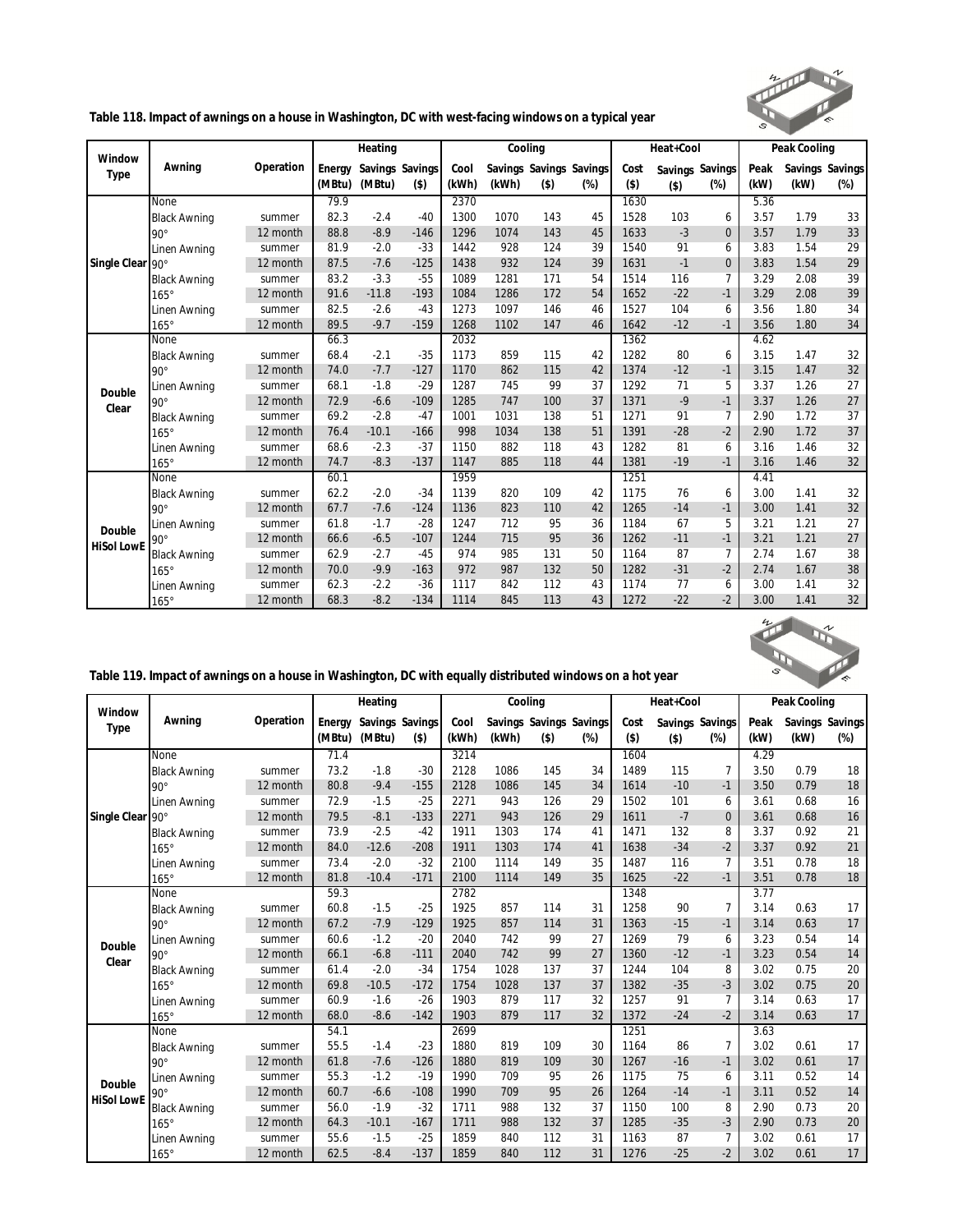**Table 118. Impact of awnings on a house in Washington, DC with west-facing windows on a typical year**

| Window Type | Awning | Operation | Heating | | | Cooling | | | | Heat+Cool | | | Peak Cooling | | |
|---|---|---|---|---|---|---|---|---|---|---|---|---|---|---|---|
| | | | Energy (MBtu) | Savings (MBtu) | Savings ($) | Cool (kWh) | Savings (kWh) | Savings ($) | Savings (%) | Cost ($) | Savings ($) | Savings (%) | Peak (kW) | Savings (kW) | Savings (%) |
| Single Clear | None | | 79.9 | | | 2370 | | | | 1630 | | | 5.36 | | |
| | Black Awning 90° | summer | 82.3 | -2.4 | -40 | 1300 | 1070 | 143 | 45 | 1528 | 103 | 6 | 3.57 | 1.79 | 33 |
| | | 12 month | 88.8 | -8.9 | -146 | 1296 | 1074 | 143 | 45 | 1633 | -3 | 0 | 3.57 | 1.79 | 33 |
| | Linen Awning 90° | summer | 81.9 | -2.0 | -33 | 1442 | 928 | 124 | 39 | 1540 | 91 | 6 | 3.83 | 1.54 | 29 |
| | | 12 month | 87.5 | -7.6 | -125 | 1438 | 932 | 124 | 39 | 1631 | -1 | 0 | 3.83 | 1.54 | 29 |
| | Black Awning 165° | summer | 83.2 | -3.3 | -55 | 1089 | 1281 | 171 | 54 | 1514 | 116 | 7 | 3.29 | 2.08 | 39 |
| | | 12 month | 91.6 | -11.8 | -193 | 1084 | 1286 | 172 | 54 | 1652 | -22 | -1 | 3.29 | 2.08 | 39 |
| | Linen Awning 165° | summer | 82.5 | -2.6 | -43 | 1273 | 1097 | 146 | 46 | 1527 | 104 | 6 | 3.56 | 1.80 | 34 |
| | | 12 month | 89.5 | -9.7 | -159 | 1268 | 1102 | 147 | 46 | 1642 | -12 | -1 | 3.56 | 1.80 | 34 |
| Double Clear | None | | 66.3 | | | 2032 | | | | 1362 | | | 4.62 | | |
| | Black Awning 90° | summer | 68.4 | -2.1 | -35 | 1173 | 859 | 115 | 42 | 1282 | 80 | 6 | 3.15 | 1.47 | 32 |
| | | 12 month | 74.0 | -7.7 | -127 | 1170 | 862 | 115 | 42 | 1374 | -12 | -1 | 3.15 | 1.47 | 32 |
| | Linen Awning 90° | summer | 68.1 | -1.8 | -29 | 1287 | 745 | 99 | 37 | 1292 | 71 | 5 | 3.37 | 1.26 | 27 |
| | | 12 month | 72.9 | -6.6 | -109 | 1285 | 747 | 100 | 37 | 1371 | -9 | -1 | 3.37 | 1.26 | 27 |
| | Black Awning 165° | summer | 69.2 | -2.8 | -47 | 1001 | 1031 | 138 | 51 | 1271 | 91 | 7 | 2.90 | 1.72 | 37 |
| | | 12 month | 76.4 | -10.1 | -166 | 998 | 1034 | 138 | 51 | 1391 | -28 | -2 | 2.90 | 1.72 | 37 |
| | Linen Awning 165° | summer | 68.6 | -2.3 | -37 | 1150 | 882 | 118 | 43 | 1282 | 81 | 6 | 3.16 | 1.46 | 32 |
| | | 12 month | 74.7 | -8.3 | -137 | 1147 | 885 | 118 | 44 | 1381 | -19 | -1 | 3.16 | 1.46 | 32 |
| Double HiSol LowE | None | | 60.1 | | | 1959 | | | | 1251 | | | 4.41 | | |
| | Black Awning 90° | summer | 62.2 | -2.0 | -34 | 1139 | 820 | 109 | 42 | 1175 | 76 | 6 | 3.00 | 1.41 | 32 |
| | | 12 month | 67.7 | -7.6 | -124 | 1136 | 823 | 110 | 42 | 1265 | -14 | -1 | 3.00 | 1.41 | 32 |
| | Linen Awning 90° | summer | 61.8 | -1.7 | -28 | 1247 | 712 | 95 | 36 | 1184 | 67 | 5 | 3.21 | 1.21 | 27 |
| | | 12 month | 66.6 | -6.5 | -107 | 1244 | 715 | 95 | 36 | 1262 | -11 | -1 | 3.21 | 1.21 | 27 |
| | Black Awning 165° | summer | 62.9 | -2.7 | -45 | 974 | 985 | 131 | 50 | 1164 | 87 | 7 | 2.74 | 1.67 | 38 |
| | | 12 month | 70.0 | -9.9 | -163 | 972 | 987 | 132 | 50 | 1282 | -31 | -2 | 2.74 | 1.67 | 38 |
| | Linen Awning 165° | summer | 62.3 | -2.2 | -36 | 1117 | 842 | 112 | 43 | 1174 | 77 | 6 | 3.00 | 1.41 | 32 |
| | | 12 month | 68.3 | -8.2 | -134 | 1114 | 845 | 113 | 43 | 1272 | -22 | -2 | 3.00 | 1.41 | 32 |

**Table 119. Impact of awnings on a house in Washington, DC with equally distributed windows on a hot year**

| Window Type | Awning | Operation | Heating | | | Cooling | | | | Heat+Cool | | | Peak Cooling | | |
|---|---|---|---|---|---|---|---|---|---|---|---|---|---|---|---|
| | | | Energy (MBtu) | Savings (MBtu) | Savings ($) | Cool (kWh) | Savings (kWh) | Savings ($) | Savings (%) | Cost ($) | Savings ($) | Savings (%) | Peak (kW) | Savings (kW) | Savings (%) |
| Single Clear | None | | 71.4 | | | 3214 | | | | 1604 | | | 4.29 | | |
| | Black Awning 90° | summer | 73.2 | -1.8 | -30 | 2128 | 1086 | 145 | 34 | 1489 | 115 | 7 | 3.50 | 0.79 | 18 |
| | | 12 month | 80.8 | -9.4 | -155 | 2128 | 1086 | 145 | 34 | 1614 | -10 | -1 | 3.50 | 0.79 | 18 |
| | Linen Awning 90° | summer | 72.9 | -1.5 | -25 | 2271 | 943 | 126 | 29 | 1502 | 101 | 6 | 3.61 | 0.68 | 16 |
| | | 12 month | 79.5 | -8.1 | -133 | 2271 | 943 | 126 | 29 | 1611 | -7 | 0 | 3.61 | 0.68 | 16 |
| | Black Awning 165° | summer | 73.9 | -2.5 | -42 | 1911 | 1303 | 174 | 41 | 1471 | 132 | 8 | 3.37 | 0.92 | 21 |
| | | 12 month | 84.0 | -12.6 | -208 | 1911 | 1303 | 174 | 41 | 1638 | -34 | -2 | 3.37 | 0.92 | 21 |
| | Linen Awning 165° | summer | 73.4 | -2.0 | -32 | 2100 | 1114 | 149 | 35 | 1487 | 116 | 7 | 3.51 | 0.78 | 18 |
| | | 12 month | 81.8 | -10.4 | -171 | 2100 | 1114 | 149 | 35 | 1625 | -22 | -1 | 3.51 | 0.78 | 18 |
| Double Clear | None | | 59.3 | | | 2782 | | | | 1348 | | | 3.77 | | |
| | Black Awning 90° | summer | 60.8 | -1.5 | -25 | 1925 | 857 | 114 | 31 | 1258 | 90 | 7 | 3.14 | 0.63 | 17 |
| | | 12 month | 67.2 | -7.9 | -129 | 1925 | 857 | 114 | 31 | 1363 | -15 | -1 | 3.14 | 0.63 | 17 |
| | Linen Awning 90° | summer | 60.6 | -1.2 | -20 | 2040 | 742 | 99 | 27 | 1269 | 79 | 6 | 3.23 | 0.54 | 14 |
| | | 12 month | 66.1 | -6.8 | -111 | 2040 | 742 | 99 | 27 | 1360 | -12 | -1 | 3.23 | 0.54 | 14 |
| | Black Awning 165° | summer | 61.4 | -2.0 | -34 | 1754 | 1028 | 137 | 37 | 1244 | 104 | 8 | 3.02 | 0.75 | 20 |
| | | 12 month | 69.8 | -10.5 | -172 | 1754 | 1028 | 137 | 37 | 1382 | -35 | -3 | 3.02 | 0.75 | 20 |
| | Linen Awning 165° | summer | 60.9 | -1.6 | -26 | 1903 | 879 | 117 | 32 | 1257 | 91 | 7 | 3.14 | 0.63 | 17 |
| | | 12 month | 68.0 | -8.6 | -142 | 1903 | 879 | 117 | 32 | 1372 | -24 | -2 | 3.14 | 0.63 | 17 |
| Double HiSol LowE | None | | 54.1 | | | 2699 | | | | 1251 | | | 3.63 | | |
| | Black Awning 90° | summer | 55.5 | -1.4 | -23 | 1880 | 819 | 109 | 30 | 1164 | 86 | 7 | 3.02 | 0.61 | 17 |
| | | 12 month | 61.8 | -7.6 | -126 | 1880 | 819 | 109 | 30 | 1267 | -16 | -1 | 3.02 | 0.61 | 17 |
| | Linen Awning 90° | summer | 55.3 | -1.2 | -19 | 1990 | 709 | 95 | 26 | 1175 | 75 | 6 | 3.11 | 0.52 | 14 |
| | | 12 month | 60.7 | -6.6 | -108 | 1990 | 709 | 95 | 26 | 1264 | -14 | -1 | 3.11 | 0.52 | 14 |
| | Black Awning 165° | summer | 56.0 | -1.9 | -32 | 1711 | 988 | 132 | 37 | 1150 | 100 | 8 | 2.90 | 0.73 | 20 |
| | | 12 month | 64.3 | -10.1 | -167 | 1711 | 988 | 132 | 37 | 1285 | -35 | -3 | 2.90 | 0.73 | 20 |
| | Linen Awning 165° | summer | 55.6 | -1.5 | -25 | 1859 | 840 | 112 | 31 | 1163 | 87 | 7 | 3.02 | 0.61 | 17 |
| | | 12 month | 62.5 | -8.4 | -137 | 1859 | 840 | 112 | 31 | 1276 | -25 | -2 | 3.02 | 0.61 | 17 |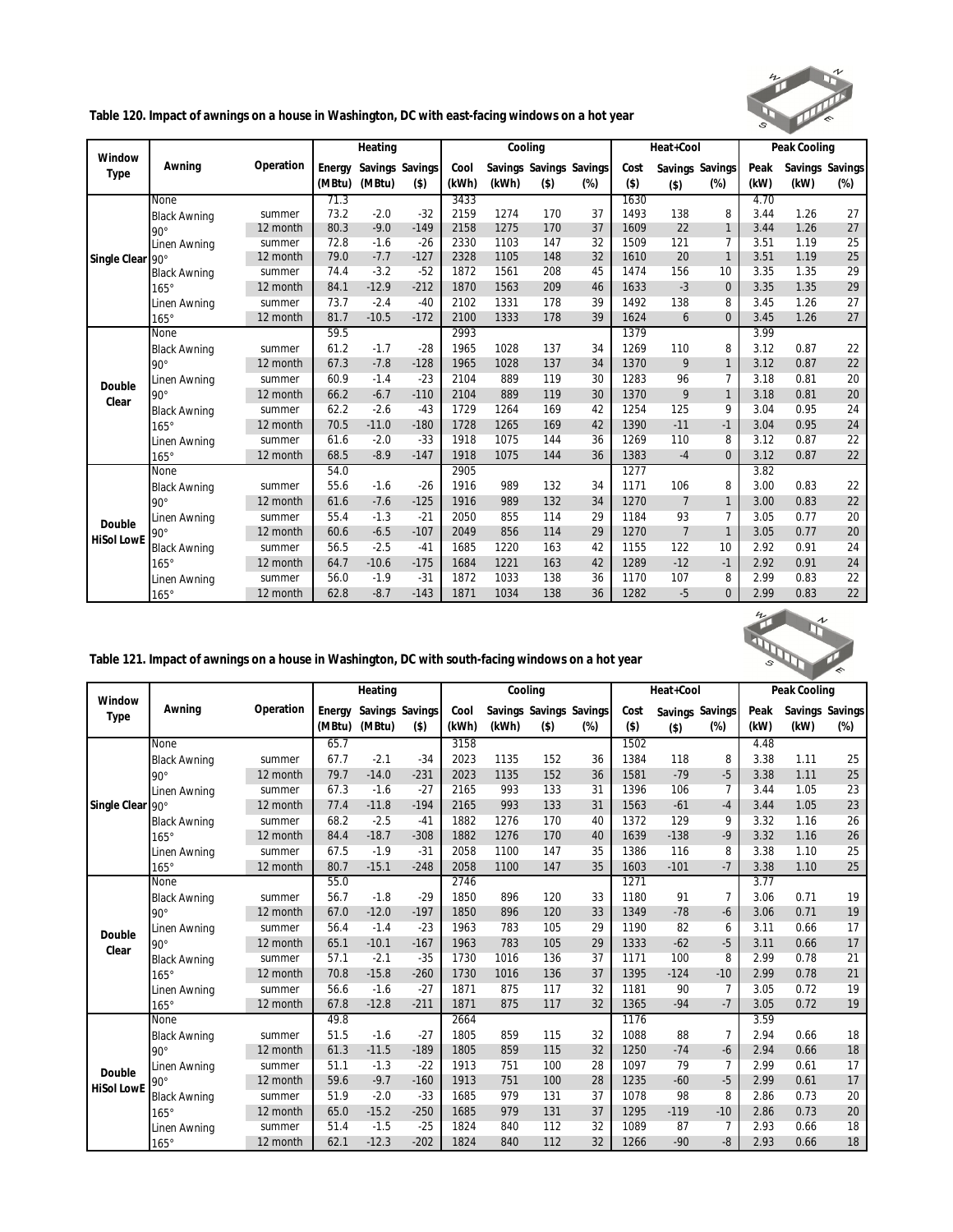**Table 120. Impact of awnings on a house in Washington, DC with east-facing windows on a hot year**

| Window Type | Awning | Operation | Heating | | | Cooling | | | | Heat+Cool | | | Peak Cooling | | |
|---|---|---|---|---|---|---|---|---|---|---|---|---|---|---|---|
| | | | Energy (MBtu) | Savings (MBtu) | Savings ($) | Cool (kWh) | Savings (kWh) | Savings ($) | Savings (%) | Cost ($) | Savings ($) | Savings (%) | Peak (kW) | Savings (kW) | Savings (%) |
| Single Clear | None | | 71.3 | | | 3433 | | | | 1630 | | | 4.70 | | |
| | Black Awning 90° | summer | 73.2 | -2.0 | -32 | 2159 | 1274 | 170 | 37 | 1493 | 138 | 8 | 3.44 | 1.26 | 27 |
| | | 12 month | 80.3 | -9.0 | -149 | 2158 | 1275 | 170 | 37 | 1609 | 22 | 1 | 3.44 | 1.26 | 27 |
| | Linen Awning 90° | summer | 72.8 | -1.6 | -26 | 2330 | 1103 | 147 | 32 | 1509 | 121 | 7 | 3.51 | 1.19 | 25 |
| | | 12 month | 79.0 | -7.7 | -127 | 2328 | 1105 | 148 | 32 | 1610 | 20 | 1 | 3.51 | 1.19 | 25 |
| | Black Awning 165° | summer | 74.4 | -3.2 | -52 | 1872 | 1561 | 208 | 45 | 1474 | 156 | 10 | 3.35 | 1.35 | 29 |
| | | 12 month | 84.1 | -12.9 | -212 | 1870 | 1563 | 209 | 46 | 1633 | -3 | 0 | 3.35 | 1.35 | 29 |
| | Linen Awning 165° | summer | 73.7 | -2.4 | -40 | 2102 | 1331 | 178 | 39 | 1492 | 138 | 8 | 3.45 | 1.26 | 27 |
| | | 12 month | 81.7 | -10.5 | -172 | 2100 | 1333 | 178 | 39 | 1624 | 6 | 0 | 3.45 | 1.26 | 27 |
| Double Clear | None | | 59.5 | | | 2993 | | | | 1379 | | | 3.99 | | |
| | Black Awning 90° | summer | 61.2 | -1.7 | -28 | 1965 | 1028 | 137 | 34 | 1269 | 110 | 8 | 3.12 | 0.87 | 22 |
| | | 12 month | 67.3 | -7.8 | -128 | 1965 | 1028 | 137 | 34 | 1370 | 9 | 1 | 3.12 | 0.87 | 22 |
| | Linen Awning 90° | summer | 60.9 | -1.4 | -23 | 2104 | 889 | 119 | 30 | 1283 | 96 | 7 | 3.18 | 0.81 | 20 |
| | | 12 month | 66.2 | -6.7 | -110 | 2104 | 889 | 119 | 30 | 1370 | 9 | 1 | 3.18 | 0.81 | 20 |
| | Black Awning 165° | summer | 62.2 | -2.6 | -43 | 1729 | 1264 | 169 | 42 | 1254 | 125 | 9 | 3.04 | 0.95 | 24 |
| | | 12 month | 70.5 | -11.0 | -180 | 1728 | 1265 | 169 | 42 | 1390 | -11 | -1 | 3.04 | 0.95 | 24 |
| | Linen Awning 165° | summer | 61.6 | -2.0 | -33 | 1918 | 1075 | 144 | 36 | 1269 | 110 | 8 | 3.12 | 0.87 | 22 |
| | | 12 month | 68.5 | -8.9 | -147 | 1918 | 1075 | 144 | 36 | 1383 | -4 | 0 | 3.12 | 0.87 | 22 |
| Double HiSol LowE | None | | 54.0 | | | 2905 | | | | 1277 | | | 3.82 | | |
| | Black Awning 90° | summer | 55.6 | -1.6 | -26 | 1916 | 989 | 132 | 34 | 1171 | 106 | 8 | 3.00 | 0.83 | 22 |
| | | 12 month | 61.6 | -7.6 | -125 | 1916 | 989 | 132 | 34 | 1270 | 7 | 1 | 3.00 | 0.83 | 22 |
| | Linen Awning 90° | summer | 55.4 | -1.3 | -21 | 2050 | 855 | 114 | 29 | 1184 | 93 | 7 | 3.05 | 0.77 | 20 |
| | | 12 month | 60.6 | -6.5 | -107 | 2049 | 856 | 114 | 29 | 1270 | 7 | 1 | 3.05 | 0.77 | 20 |
| | Black Awning 165° | summer | 56.5 | -2.5 | -41 | 1685 | 1220 | 163 | 42 | 1155 | 122 | 10 | 2.92 | 0.91 | 24 |
| | | 12 month | 64.7 | -10.6 | -175 | 1684 | 1221 | 163 | 42 | 1289 | -12 | -1 | 2.92 | 0.91 | 24 |
| | Linen Awning 165° | summer | 56.0 | -1.9 | -31 | 1872 | 1033 | 138 | 36 | 1170 | 107 | 8 | 2.99 | 0.83 | 22 |
| | | 12 month | 62.8 | -8.7 | -143 | 1871 | 1034 | 138 | 36 | 1282 | -5 | 0 | 2.99 | 0.83 | 22 |

**Table 121. Impact of awnings on a house in Washington, DC with south-facing windows on a hot year**

| Window Type | Awning | Operation | Heating | | | Cooling | | | | Heat+Cool | | | Peak Cooling | | |
|---|---|---|---|---|---|---|---|---|---|---|---|---|---|---|---|
| | | | Energy (MBtu) | Savings (MBtu) | Savings ($) | Cool (kWh) | Savings (kWh) | Savings ($) | Savings (%) | Cost ($) | Savings ($) | Savings (%) | Peak (kW) | Savings (kW) | Savings (%) |
| Single Clear | None | | 65.7 | | | 3158 | | | | 1502 | | | 4.48 | | |
| | Black Awning 90° | summer | 67.7 | -2.1 | -34 | 2023 | 1135 | 152 | 36 | 1384 | 118 | 8 | 3.38 | 1.11 | 25 |
| | | 12 month | 79.7 | -14.0 | -231 | 2023 | 1135 | 152 | 36 | 1581 | -79 | -5 | 3.38 | 1.11 | 25 |
| | Linen Awning 90° | summer | 67.3 | -1.6 | -27 | 2165 | 993 | 133 | 31 | 1396 | 106 | 7 | 3.44 | 1.05 | 23 |
| | | 12 month | 77.4 | -11.8 | -194 | 2165 | 993 | 133 | 31 | 1563 | -61 | -4 | 3.44 | 1.05 | 23 |
| | Black Awning 165° | summer | 68.2 | -2.5 | -41 | 1882 | 1276 | 170 | 40 | 1372 | 129 | 9 | 3.32 | 1.16 | 26 |
| | | 12 month | 84.4 | -18.7 | -308 | 1882 | 1276 | 170 | 40 | 1639 | -138 | -9 | 3.32 | 1.16 | 26 |
| | Linen Awning 165° | summer | 67.5 | -1.9 | -31 | 2058 | 1100 | 147 | 35 | 1386 | 116 | 8 | 3.38 | 1.10 | 25 |
| | | 12 month | 80.7 | -15.1 | -248 | 2058 | 1100 | 147 | 35 | 1603 | -101 | -7 | 3.38 | 1.10 | 25 |
| Double Clear | None | | 55.0 | | | 2746 | | | | 1271 | | | 3.77 | | |
| | Black Awning 90° | summer | 56.7 | -1.8 | -29 | 1850 | 896 | 120 | 33 | 1180 | 91 | 7 | 3.06 | 0.71 | 19 |
| | | 12 month | 67.0 | -12.0 | -197 | 1850 | 896 | 120 | 33 | 1349 | -78 | -6 | 3.06 | 0.71 | 19 |
| | Linen Awning 90° | summer | 56.4 | -1.4 | -23 | 1963 | 783 | 105 | 29 | 1190 | 82 | 6 | 3.11 | 0.66 | 17 |
| | | 12 month | 65.1 | -10.1 | -167 | 1963 | 783 | 105 | 29 | 1333 | -62 | -5 | 3.11 | 0.66 | 17 |
| | Black Awning 165° | summer | 57.1 | -2.1 | -35 | 1730 | 1016 | 136 | 37 | 1171 | 100 | 8 | 2.99 | 0.78 | 21 |
| | | 12 month | 70.8 | -15.8 | -260 | 1730 | 1016 | 136 | 37 | 1395 | -124 | -10 | 2.99 | 0.78 | 21 |
| | Linen Awning 165° | summer | 56.6 | -1.6 | -27 | 1871 | 875 | 117 | 32 | 1181 | 90 | 7 | 3.05 | 0.72 | 19 |
| | | 12 month | 67.8 | -12.8 | -211 | 1871 | 875 | 117 | 32 | 1365 | -94 | -7 | 3.05 | 0.72 | 19 |
| Double HiSol LowE | None | | 49.8 | | | 2664 | | | | 1176 | | | 3.59 | | |
| | Black Awning 90° | summer | 51.5 | -1.6 | -27 | 1805 | 859 | 115 | 32 | 1088 | 88 | 7 | 2.94 | 0.66 | 18 |
| | | 12 month | 61.3 | -11.5 | -189 | 1805 | 859 | 115 | 32 | 1250 | -74 | -6 | 2.94 | 0.66 | 18 |
| | Linen Awning 90° | summer | 51.1 | -1.3 | -22 | 1913 | 751 | 100 | 28 | 1097 | 79 | 7 | 2.99 | 0.61 | 17 |
| | | 12 month | 59.6 | -9.7 | -160 | 1913 | 751 | 100 | 28 | 1235 | -60 | -5 | 2.99 | 0.61 | 17 |
| | Black Awning 165° | summer | 51.9 | -2.0 | -33 | 1685 | 979 | 131 | 37 | 1078 | 98 | 8 | 2.86 | 0.73 | 20 |
| | | 12 month | 65.0 | -15.2 | -250 | 1685 | 979 | 131 | 37 | 1295 | -119 | -10 | 2.86 | 0.73 | 20 |
| | Linen Awning 165° | summer | 51.4 | -1.5 | -25 | 1824 | 840 | 112 | 32 | 1089 | 87 | 7 | 2.93 | 0.66 | 18 |
| | | 12 month | 62.1 | -12.3 | -202 | 1824 | 840 | 112 | 32 | 1266 | -90 | -8 | 2.93 | 0.66 | 18 |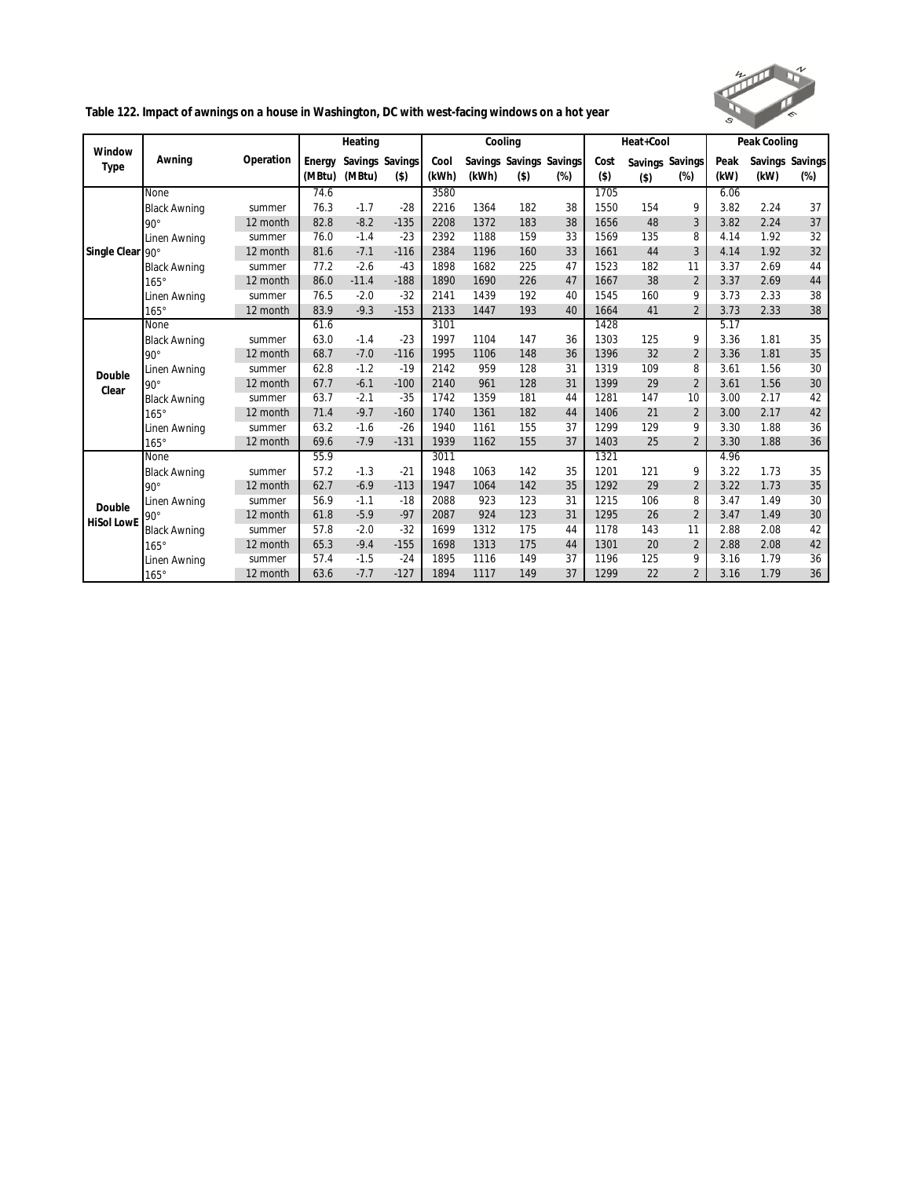**Table 122. Impact of awnings on a house in Washington, DC with west-facing windows on a hot year**

| Window Type | Awning | Operation | Heating | | | Cooling | | | | Heat+Cool | | | Peak Cooling | | |
|---|---|---|---|---|---|---|---|---|---|---|---|---|---|---|---|
| | | | Energy (MBtu) | Savings (MBtu) | Savings ($) | Cool (kWh) | Savings (kWh) | Savings ($) | Savings (%) | Cost ($) | Savings ($) | Savings (%) | Peak (kW) | Savings (kW) | Savings (%) |
| Single Clear | None | | 74.6 | | | 3580 | | | | 1705 | | | 6.06 | | |
| | Black Awning 90° | summer | 76.3 | -1.7 | -28 | 2216 | 1364 | 182 | 38 | 1550 | 154 | 9 | 3.82 | 2.24 | 37 |
| | | 12 month | 82.8 | -8.2 | -135 | 2208 | 1372 | 183 | 38 | 1656 | 48 | 3 | 3.82 | 2.24 | 37 |
| | Linen Awning 90° | summer | 76.0 | -1.4 | -23 | 2392 | 1188 | 159 | 33 | 1569 | 135 | 8 | 4.14 | 1.92 | 32 |
| | | 12 month | 81.6 | -7.1 | -116 | 2384 | 1196 | 160 | 33 | 1661 | 44 | 3 | 4.14 | 1.92 | 32 |
| | Black Awning 165° | summer | 77.2 | -2.6 | -43 | 1898 | 1682 | 225 | 47 | 1523 | 182 | 11 | 3.37 | 2.69 | 44 |
| | | 12 month | 86.0 | -11.4 | -188 | 1890 | 1690 | 226 | 47 | 1667 | 38 | 2 | 3.37 | 2.69 | 44 |
| | Linen Awning 165° | summer | 76.5 | -2.0 | -32 | 2141 | 1439 | 192 | 40 | 1545 | 160 | 9 | 3.73 | 2.33 | 38 |
| | | 12 month | 83.9 | -9.3 | -153 | 2133 | 1447 | 193 | 40 | 1664 | 41 | 2 | 3.73 | 2.33 | 38 |
| Double Clear | None | | 61.6 | | | 3101 | | | | 1428 | | | 5.17 | | |
| | Black Awning 90° | summer | 63.0 | -1.4 | -23 | 1997 | 1104 | 147 | 36 | 1303 | 125 | 9 | 3.36 | 1.81 | 35 |
| | | 12 month | 68.7 | -7.0 | -116 | 1995 | 1106 | 148 | 36 | 1396 | 32 | 2 | 3.36 | 1.81 | 35 |
| | Linen Awning 90° | summer | 62.8 | -1.2 | -19 | 2142 | 959 | 128 | 31 | 1319 | 109 | 8 | 3.61 | 1.56 | 30 |
| | | 12 month | 67.7 | -6.1 | -100 | 2140 | 961 | 128 | 31 | 1399 | 29 | 2 | 3.61 | 1.56 | 30 |
| | Black Awning 165° | summer | 63.7 | -2.1 | -35 | 1742 | 1359 | 181 | 44 | 1281 | 147 | 10 | 3.00 | 2.17 | 42 |
| | | 12 month | 71.4 | -9.7 | -160 | 1740 | 1361 | 182 | 44 | 1406 | 21 | 2 | 3.00 | 2.17 | 42 |
| | Linen Awning 165° | summer | 63.2 | -1.6 | -26 | 1940 | 1161 | 155 | 37 | 1299 | 129 | 9 | 3.30 | 1.88 | 36 |
| | | 12 month | 69.6 | -7.9 | -131 | 1939 | 1162 | 155 | 37 | 1403 | 25 | 2 | 3.30 | 1.88 | 36 |
| Double HiSol LowE | None | | 55.9 | | | 3011 | | | | 1321 | | | 4.96 | | |
| | Black Awning 90° | summer | 57.2 | -1.3 | -21 | 1948 | 1063 | 142 | 35 | 1201 | 121 | 9 | 3.22 | 1.73 | 35 |
| | | 12 month | 62.7 | -6.9 | -113 | 1947 | 1064 | 142 | 35 | 1292 | 29 | 2 | 3.22 | 1.73 | 35 |
| | Linen Awning 90° | summer | 56.9 | -1.1 | -18 | 2088 | 923 | 123 | 31 | 1215 | 106 | 8 | 3.47 | 1.49 | 30 |
| | | 12 month | 61.8 | -5.9 | -97 | 2087 | 924 | 123 | 31 | 1295 | 26 | 2 | 3.47 | 1.49 | 30 |
| | Black Awning 165° | summer | 57.8 | -2.0 | -32 | 1699 | 1312 | 175 | 44 | 1178 | 143 | 11 | 2.88 | 2.08 | 42 |
| | | 12 month | 65.3 | -9.4 | -155 | 1698 | 1313 | 175 | 44 | 1301 | 20 | 2 | 2.88 | 2.08 | 42 |
| | Linen Awning 165° | summer | 57.4 | -1.5 | -24 | 1895 | 1116 | 149 | 37 | 1196 | 125 | 9 | 3.16 | 1.79 | 36 |
| | | 12 month | 63.6 | -7.7 | -127 | 1894 | 1117 | 149 | 37 | 1299 | 22 | 2 | 3.16 | 1.79 | 36 |